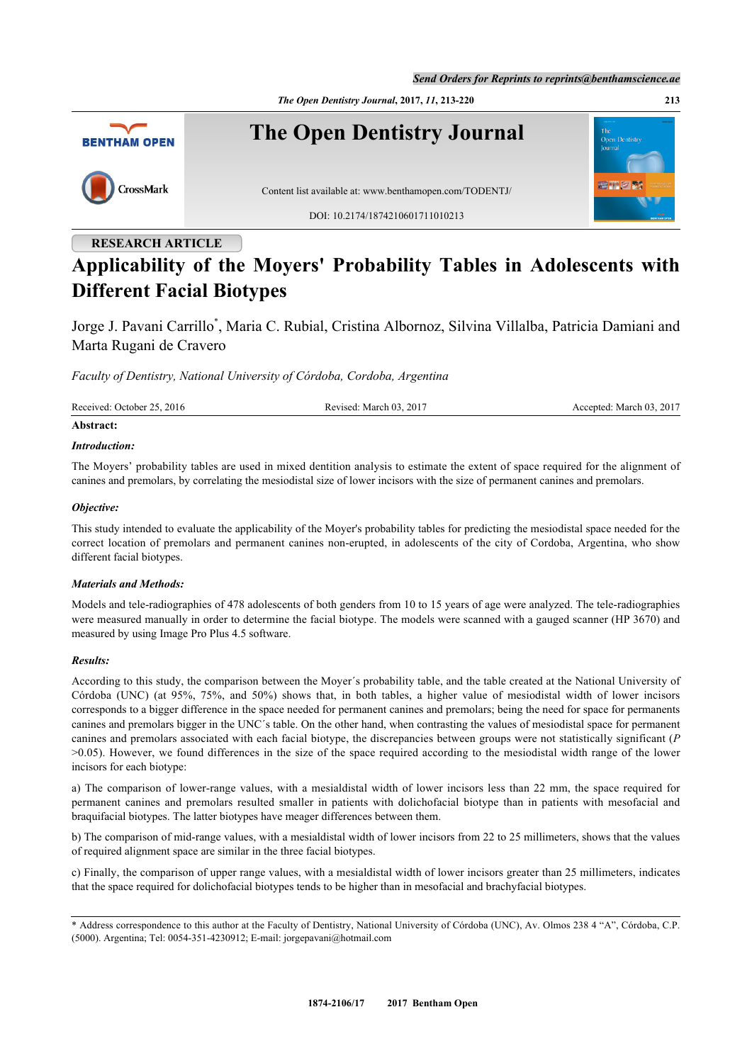RESEARCH ARTICLE

# Applicability of the Moyers' Probability Tables in Adolescents with Different Facial Biotypes

Jorge J. Pavani Carrillo*, Maria C. Rubial, Cristina Albornoz, Silvina Villalba, Patricia Damiani and Marta Rugani de Cravero

*Faculty of Dentistry, National University of Córdoba, Cordoba, Argentina*

Received: October 25, 2016 Revised: March 03, 2017 Accepted: March 03, 2017

**Abstract:**

***Introduction:***

The Moyers' probability tables are used in mixed dentition analysis to estimate the extent of space required for the alignment of canines and premolars, by correlating the mesiodistal size of lower incisors with the size of permanent canines and premolars.

***Objective:***

This study intended to evaluate the applicability of the Moyer's probability tables for predicting the mesiodistal space needed for the correct location of premolars and permanent canines non-erupted, in adolescents of the city of Cordoba, Argentina, who show different facial biotypes.

***Materials and Methods:***

Models and tele-radiographies of 478 adolescents of both genders from 10 to 15 years of age were analyzed. The tele-radiographies were measured manually in order to determine the facial biotype. The models were scanned with a gauged scanner (HP 3670) and measured by using Image Pro Plus 4.5 software.

***Results:***

According to this study, the comparison between the Moyer´s probability table, and the table created at the National University of Córdoba (UNC) (at 95%, 75%, and 50%) shows that, in both tables, a higher value of mesiodistal width of lower incisors corresponds to a bigger difference in the space needed for permanent canines and premolars; being the need for space for permanents canines and premolars bigger in the UNC´s table. On the other hand, when contrasting the values of mesiodistal space for permanent canines and premolars associated with each facial biotype, the discrepancies between groups were not statistically significant (*P* >0.05). However, we found differences in the size of the space required according to the mesiodistal width range of the lower incisors for each biotype:

a) The comparison of lower-range values, with a mesialdistal width of lower incisors less than 22 mm, the space required for permanent canines and premolars resulted smaller in patients with dolichofacial biotype than in patients with mesofacial and braquifacial biotypes. The latter biotypes have meager differences between them.

b) The comparison of mid-range values, with a mesialdistal width of lower incisors from 22 to 25 millimeters, shows that the values of required alignment space are similar in the three facial biotypes.

c) Finally, the comparison of upper range values, with a mesialdistal width of lower incisors greater than 25 millimeters, indicates that the space required for dolichofacial biotypes tends to be higher than in mesofacial and brachyfacial biotypes.

---

* Address correspondence to this author at the Faculty of Dentistry, National University of Córdoba (UNC), Av. Olmos 238 4 "A", Córdoba, C.P. (5000). Argentina; Tel: 0054-351-4230912; E-mail: jorgepavani@hotmail.com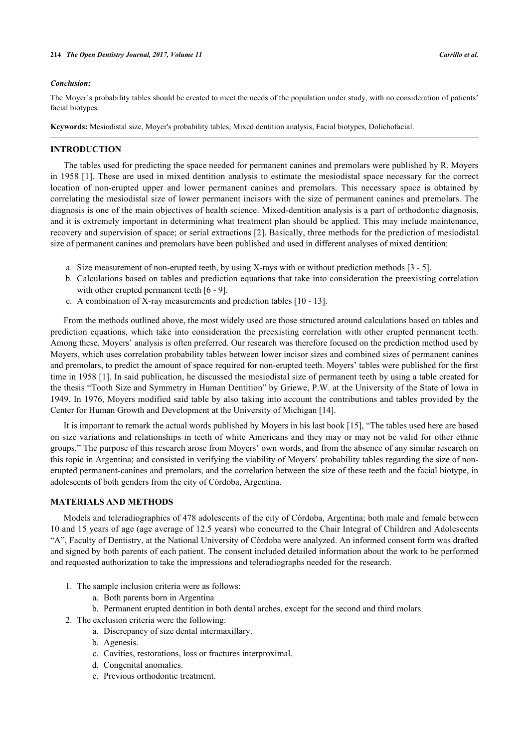*Conclusion:*

The Moyer´s probability tables should be created to meet the needs of the population under study, with no consideration of patients' facial biotypes.

**Keywords:** Mesiodistal size, Moyer's probability tables, Mixed dentition analysis, Facial biotypes, Dolichofacial.

## INTRODUCTION

The tables used for predicting the space needed for permanent canines and premolars were published by R. Moyers in 1958 [1]. These are used in mixed dentition analysis to estimate the mesiodistal space necessary for the correct location of non-erupted upper and lower permanent canines and premolars. This necessary space is obtained by correlating the mesiodistal size of lower permanent incisors with the size of permanent canines and premolars. The diagnosis is one of the main objectives of health science. Mixed-dentition analysis is a part of orthodontic diagnosis, and it is extremely important in determining what treatment plan should be applied. This may include maintenance, recovery and supervision of space; or serial extractions [2]. Basically, three methods for the prediction of mesiodistal size of permanent canines and premolars have been published and used in different analyses of mixed dentition:

a. Size measurement of non-erupted teeth, by using X-rays with or without prediction methods [3 - 5].
b. Calculations based on tables and prediction equations that take into consideration the preexisting correlation with other erupted permanent teeth [6 - 9].
c. A combination of X-ray measurements and prediction tables [10 - 13].

From the methods outlined above, the most widely used are those structured around calculations based on tables and prediction equations, which take into consideration the preexisting correlation with other erupted permanent teeth. Among these, Moyers' analysis is often preferred. Our research was therefore focused on the prediction method used by Moyers, which uses correlation probability tables between lower incisor sizes and combined sizes of permanent canines and premolars, to predict the amount of space required for non-erupted teeth. Moyers' tables were published for the first time in 1958 [1]. In said publication, he discussed the mesiodistal size of permanent teeth by using a table created for the thesis "Tooth Size and Symmetry in Human Dentition" by Griewe, P.W. at the University of the State of Iowa in 1949. In 1976, Moyers modified said table by also taking into account the contributions and tables provided by the Center for Human Growth and Development at the University of Michigan [14].

It is important to remark the actual words published by Moyers in his last book [15], "The tables used here are based on size variations and relationships in teeth of white Americans and they may or may not be valid for other ethnic groups." The purpose of this research arose from Moyers' own words, and from the absence of any similar research on this topic in Argentina; and consisted in verifying the viability of Moyers' probability tables regarding the size of non-erupted permanent-canines and premolars, and the correlation between the size of these teeth and the facial biotype, in adolescents of both genders from the city of Córdoba, Argentina.

## MATERIALS AND METHODS

Models and teleradiographies of 478 adolescents of the city of Córdoba, Argentina; both male and female between 10 and 15 years of age (age average of 12.5 years) who concurred to the Chair Integral of Children and Adolescents "A", Faculty of Dentistry, at the National University of Córdoba were analyzed. An informed consent form was drafted and signed by both parents of each patient. The consent included detailed information about the work to be performed and requested authorization to take the impressions and teleradiographs needed for the research.

1. The sample inclusion criteria were as follows:
    a. Both parents born in Argentina
    b. Permanent erupted dentition in both dental arches, except for the second and third molars.
2. The exclusion criteria were the following:
    a. Discrepancy of size dental intermaxillary.
    b. Agenesis.
    c. Cavities, restorations, loss or fractures interproximal.
    d. Congenital anomalies.
    e. Previous orthodontic treatment.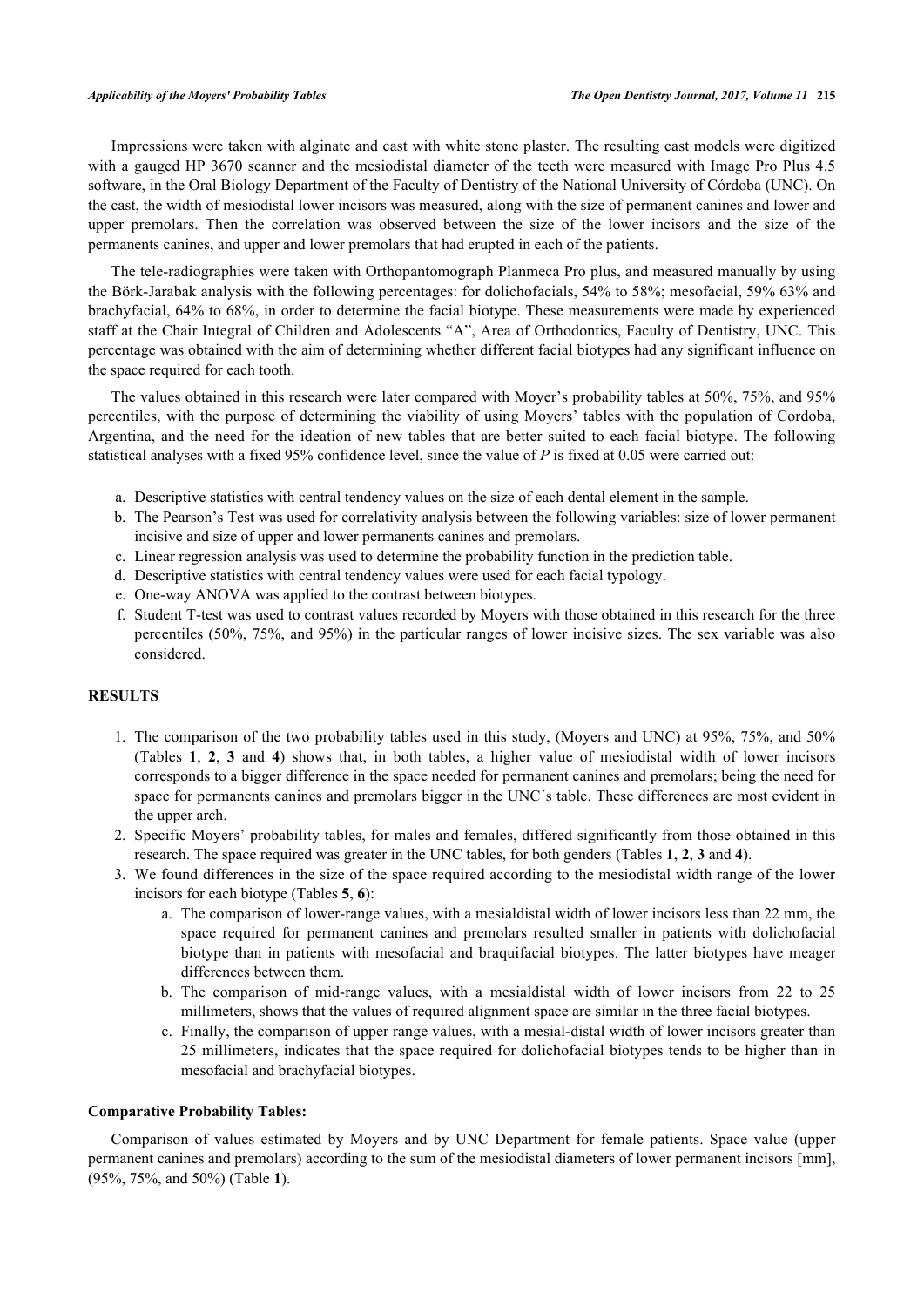Impressions were taken with alginate and cast with white stone plaster. The resulting cast models were digitized with a gauged HP 3670 scanner and the mesiodistal diameter of the teeth were measured with Image Pro Plus 4.5 software, in the Oral Biology Department of the Faculty of Dentistry of the National University of Córdoba (UNC). On the cast, the width of mesiodistal lower incisors was measured, along with the size of permanent canines and lower and upper premolars. Then the correlation was observed between the size of the lower incisors and the size of the permanents canines, and upper and lower premolars that had erupted in each of the patients.

The tele-radiographies were taken with Orthopantomograph Planmeca Pro plus, and measured manually by using the Börk-Jarabak analysis with the following percentages: for dolichofacials, 54% to 58%; mesofacial, 59% 63% and brachyfacial, 64% to 68%, in order to determine the facial biotype. These measurements were made by experienced staff at the Chair Integral of Children and Adolescents "A", Area of Orthodontics, Faculty of Dentistry, UNC. This percentage was obtained with the aim of determining whether different facial biotypes had any significant influence on the space required for each tooth.

The values obtained in this research were later compared with Moyer's probability tables at 50%, 75%, and 95% percentiles, with the purpose of determining the viability of using Moyers' tables with the population of Cordoba, Argentina, and the need for the ideation of new tables that are better suited to each facial biotype. The following statistical analyses with a fixed 95% confidence level, since the value of *P* is fixed at 0.05 were carried out:

a. Descriptive statistics with central tendency values on the size of each dental element in the sample.
b. The Pearson's Test was used for correlativity analysis between the following variables: size of lower permanent incisive and size of upper and lower permanents canines and premolars.
c. Linear regression analysis was used to determine the probability function in the prediction table.
d. Descriptive statistics with central tendency values were used for each facial typology.
e. One-way ANOVA was applied to the contrast between biotypes.
f. Student T-test was used to contrast values recorded by Moyers with those obtained in this research for the three percentiles (50%, 75%, and 95%) in the particular ranges of lower incisive sizes. The sex variable was also considered.

## RESULTS

1. The comparison of the two probability tables used in this study, (Moyers and UNC) at 95%, 75%, and 50% (Tables **1**, **2**, **3** and **4**) shows that, in both tables, a higher value of mesiodistal width of lower incisors corresponds to a bigger difference in the space needed for permanent canines and premolars; being the need for space for permanents canines and premolars bigger in the UNC´s table. These differences are most evident in the upper arch.
2. Specific Moyers' probability tables, for males and females, differed significantly from those obtained in this research. The space required was greater in the UNC tables, for both genders (Tables **1**, **2**, **3** and **4**).
3. We found differences in the size of the space required according to the mesiodistal width range of the lower incisors for each biotype (Tables **5**, **6**):
   a. The comparison of lower-range values, with a mesialdistal width of lower incisors less than 22 mm, the space required for permanent canines and premolars resulted smaller in patients with dolichofacial biotype than in patients with mesofacial and braquifacial biotypes. The latter biotypes have meager differences between them.
   b. The comparison of mid-range values, with a mesialdistal width of lower incisors from 22 to 25 millimeters, shows that the values of required alignment space are similar in the three facial biotypes.
   c. Finally, the comparison of upper range values, with a mesial-distal width of lower incisors greater than 25 millimeters, indicates that the space required for dolichofacial biotypes tends to be higher than in mesofacial and brachyfacial biotypes.

### Comparative Probability Tables:

Comparison of values estimated by Moyers and by UNC Department for female patients. Space value (upper permanent canines and premolars) according to the sum of the mesiodistal diameters of lower permanent incisors [mm], (95%, 75%, and 50%) (Table **1**).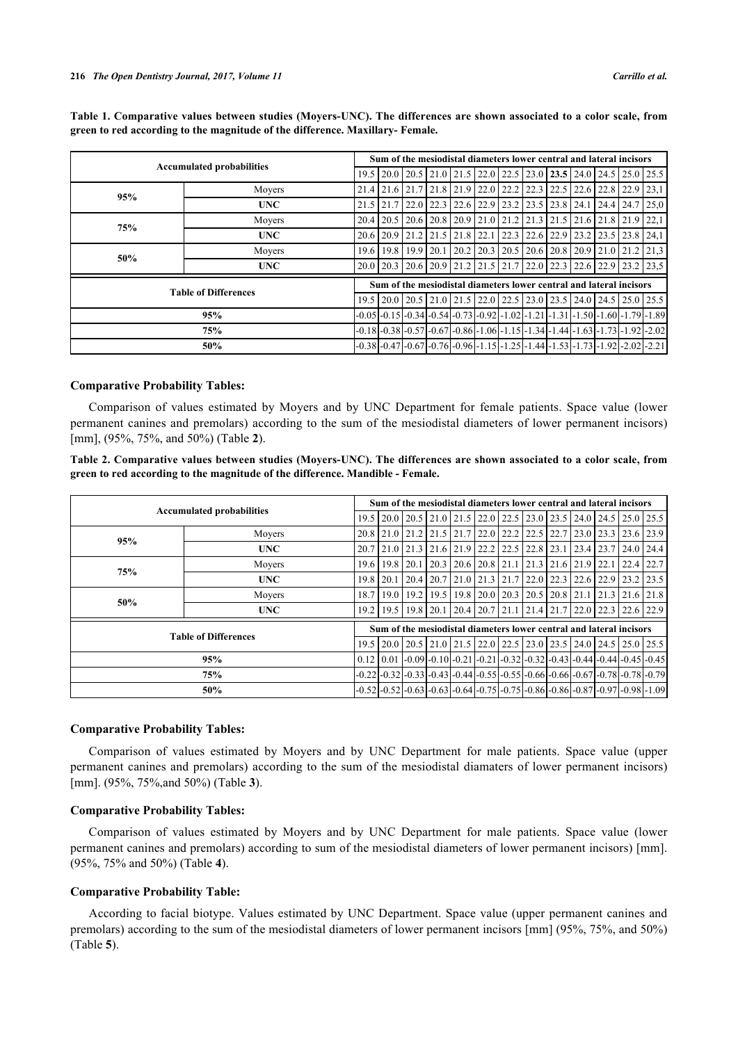**Table 1. Comparative values between studies (Moyers-UNC). The differences are shown associated to a color scale, from green to red according to the magnitude of the difference. Maxillary- Female.**

| Accumulated probabilities | | Sum of the mesiodistal diameters lower central and lateral incisors | | | | | | | | | | | | |
|---|---|---|---|---|---|---|---|---|---|---|---|---|---|---|
| | | 19.5 | 20.0 | 20.5 | 21.0 | 21.5 | 22.0 | 22.5 | 23.0 | **23.5** | 24.0 | 24.5 | 25.0 | 25.5 |
| 95% | Moyers | 21.4 | 21.6 | 21.7 | 21.8 | 21.9 | 22.0 | 22.2 | 22.3 | 22.5 | 22.6 | 22.8 | 22.9 | 23,1 |
| | **UNC** | 21.5 | 21.7 | 22.0 | 22.3 | 22.6 | 22.9 | 23.2 | 23.5 | 23.8 | 24.1 | 24.4 | 24.7 | 25,0 |
| 75% | Moyers | 20.4 | 20.5 | 20.6 | 20.8 | 20.9 | 21.0 | 21.2 | 21.3 | 21.5 | 21.6 | 21.8 | 21.9 | 22,1 |
| | **UNC** | 20.6 | 20.9 | 21.2 | 21.5 | 21.8 | 22.1 | 22.3 | 22.6 | 22.9 | 23.2 | 23.5 | 23.8 | 24,1 |
| 50% | Moyers | 19.6 | 19.8 | 19.9 | 20.1 | 20.2 | 20.3 | 20.5 | 20.6 | 20.8 | 20.9 | 21.0 | 21.2 | 21,3 |
| | **UNC** | 20.0 | 20.3 | 20.6 | 20.9 | 21.2 | 21.5 | 21.7 | 22.0 | 22.3 | 22.6 | 22.9 | 23.2 | 23,5 |
| **Table of Differences** | | **Sum of the mesiodistal diameters lower central and lateral incisors** | | | | | | | | | | | | |
| | | 19.5 | 20.0 | 20.5 | 21.0 | 21.5 | 22.0 | 22.5 | 23.0 | 23.5 | 24.0 | 24.5 | 25.0 | 25.5 |
| **95%** | | -0.05 | -0.15 | -0.34 | -0.54 | -0.73 | -0.92 | -1.02 | -1.21 | -1.31 | -1.50 | -1.60 | -1.79 | -1.89 |
| **75%** | | -0.18 | -0.38 | -0.57 | -0.67 | -0.86 | -1.06 | -1.15 | -1.34 | -1.44 | -1.63 | -1.73 | -1.92 | -2.02 |
| **50%** | | -0.38 | -0.47 | -0.67 | -0.76 | -0.96 | -1.15 | -1.25 | -1.44 | -1.53 | -1.73 | -1.92 | -2.02 | -2.21 |

### Comparative Probability Tables:

Comparison of values estimated by Moyers and by UNC Department for female patients. Space value (lower permanent canines and premolars) according to the sum of the mesiodistal diameters of lower permanent incisors) [mm], (95%, 75%, and 50%) (Table **2**).

**Table 2. Comparative values between studies (Moyers-UNC). The differences are shown associated to a color scale, from green to red according to the magnitude of the difference. Mandible - Female.**

| Accumulated probabilities | | Sum of the mesiodistal diameters lower central and lateral incisors | | | | | | | | | | | | |
|---|---|---|---|---|---|---|---|---|---|---|---|---|---|---|
| | | 19.5 | 20.0 | 20.5 | 21.0 | 21.5 | 22.0 | 22.5 | 23.0 | 23.5 | 24.0 | 24.5 | 25.0 | 25.5 |
| 95% | Moyers | 20.8 | 21.0 | 21.2 | 21.5 | 21.7 | 22.0 | 22.2 | 22.5 | 22.7 | 23.0 | 23.3 | 23.6 | 23.9 |
| | **UNC** | 20.7 | 21.0 | 21.3 | 21.6 | 21.9 | 22.2 | 22.5 | 22.8 | 23.1 | 23.4 | 23.7 | 24.0 | 24.4 |
| 75% | Moyers | 19.6 | 19.8 | 20.1 | 20.3 | 20.6 | 20.8 | 21.1 | 21.3 | 21.6 | 21.9 | 22.1 | 22.4 | 22.7 |
| | **UNC** | 19.8 | 20.1 | 20.4 | 20.7 | 21.0 | 21.3 | 21.7 | 22.0 | 22.3 | 22.6 | 22.9 | 23.2 | 23.5 |
| 50% | Moyers | 18.7 | 19.0 | 19.2 | 19.5 | 19.8 | 20.0 | 20.3 | 20.5 | 20.8 | 21.1 | 21.3 | 21.6 | 21.8 |
| | **UNC** | 19.2 | 19.5 | 19.8 | 20.1 | 20.4 | 20.7 | 21.1 | 21.4 | 21.7 | 22.0 | 22.3 | 22.6 | 22.9 |
| **Table of Differences** | | **Sum of the mesiodistal diameters lower central and lateral incisors** | | | | | | | | | | | | |
| | | 19.5 | 20.0 | 20.5 | 21.0 | 21.5 | 22.0 | 22.5 | 23.0 | 23.5 | 24.0 | 24.5 | 25.0 | 25.5 |
| **95%** | | 0.12 | 0.01 | -0.09 | -0.10 | -0.21 | -0.21 | -0.32 | -0.32 | -0.43 | -0.44 | -0.44 | -0.45 | -0.45 |
| **75%** | | -0.22 | -0.32 | -0.33 | -0.43 | -0.44 | -0.55 | -0.55 | -0.66 | -0.66 | -0.67 | -0.78 | -0.78 | -0.79 |
| **50%** | | -0.52 | -0.52 | -0.63 | -0.63 | -0.64 | -0.75 | -0.75 | -0.86 | -0.86 | -0.87 | -0.97 | -0.98 | -1.09 |

### Comparative Probability Tables:

Comparison of values estimated by Moyers and by UNC Department for male patients. Space value (upper permanent canines and premolars) according to the sum of the mesiodistal diamaters of lower permanent incisors) [mm]. (95%, 75%,and 50%) (Table **3**).

### Comparative Probability Tables:

Comparison of values estimated by Moyers and by UNC Department for male patients. Space value (lower permanent canines and premolars) according to sum of the mesiodistal diameters of lower permanent incisors) [mm]. (95%, 75% and 50%) (Table **4**).

### Comparative Probability Table:

According to facial biotype. Values estimated by UNC Department. Space value (upper permanent canines and premolars) according to the sum of the mesiodistal diameters of lower permanent incisors [mm] (95%, 75%, and 50%) (Table **5**).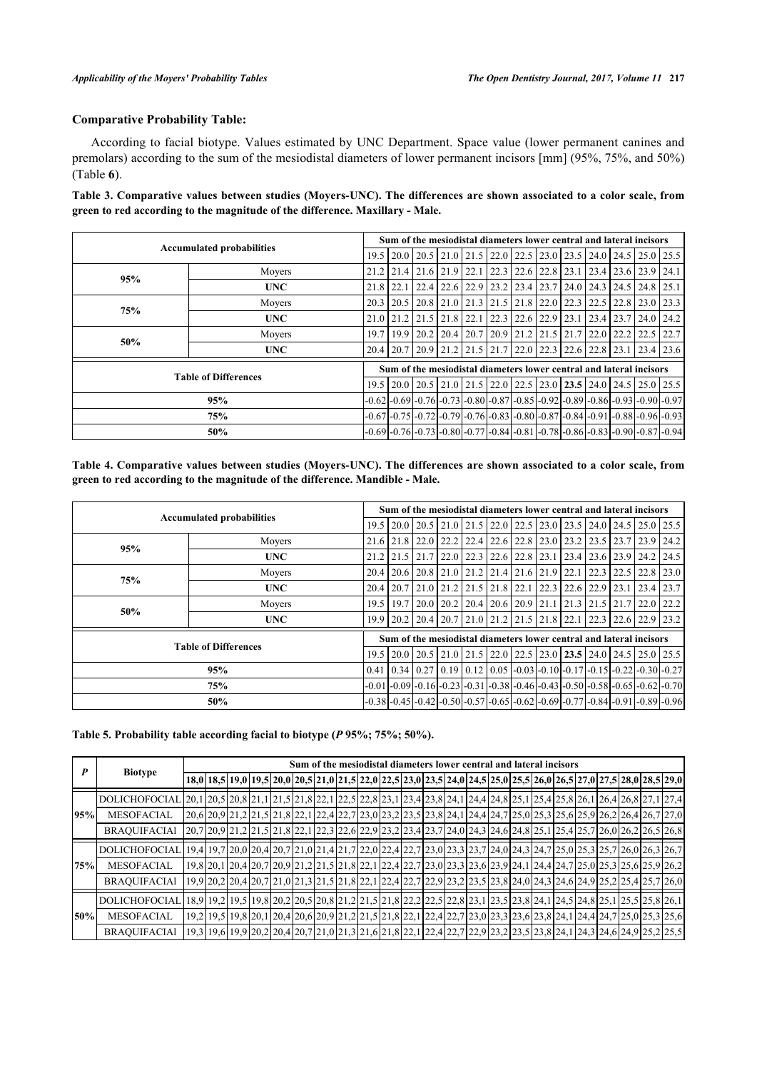### Comparative Probability Table:

According to facial biotype. Values estimated by UNC Department. Space value (lower permanent canines and premolars) according to the sum of the mesiodistal diameters of lower permanent incisors [mm] (95%, 75%, and 50%) (Table **6**).

**Table 3. Comparative values between studies (Moyers-UNC). The differences are shown associated to a color scale, from green to red according to the magnitude of the difference. Maxillary - Male.**

| Accumulated probabilities | | Sum of the mesiodistal diameters lower central and lateral incisors | | | | | | | | | | | | |
|---|---|---|---|---|---|---|---|---|---|---|---|---|---|---|
| | | 19.5 | 20.0 | 20.5 | 21.0 | 21.5 | 22.0 | 22.5 | 23.0 | 23.5 | 24.0 | 24.5 | 25.0 | 25.5 |
| **95%** | Moyers | 21.2 | 21.4 | 21.6 | 21.9 | 22.1 | 22.3 | 22.6 | 22.8 | 23.1 | 23.4 | 23.6 | 23.9 | 24.1 |
| | **UNC** | 21.8 | 22.1 | 22.4 | 22.6 | 22.9 | 23.2 | 23.4 | 23.7 | 24.0 | 24.3 | 24.5 | 24.8 | 25.1 |
| **75%** | Moyers | 20.3 | 20.5 | 20.8 | 21.0 | 21.3 | 21.5 | 21.8 | 22.0 | 22.3 | 22.5 | 22.8 | 23.0 | 23.3 |
| | **UNC** | 21.0 | 21.2 | 21.5 | 21.8 | 22.1 | 22.3 | 22.6 | 22.9 | 23.1 | 23.4 | 23.7 | 24.0 | 24.2 |
| **50%** | Moyers | 19.7 | 19.9 | 20.2 | 20.4 | 20.7 | 20.9 | 21.2 | 21.5 | 21.7 | 22.0 | 22.2 | 22.5 | 22.7 |
| | **UNC** | 20.4 | 20.7 | 20.9 | 21.2 | 21.5 | 21.7 | 22.0 | 22.3 | 22.6 | 22.8 | 23.1 | 23.4 | 23.6 |

| Table of Differences | Sum of the mesiodistal diameters lower central and lateral incisors | | | | | | | | | | | | |
|---|---|---|---|---|---|---|---|---|---|---|---|---|---|
| | 19.5 | 20.0 | 20.5 | 21.0 | 21.5 | 22.0 | 22.5 | 23.0 | **23.5** | 24.0 | 24.5 | 25.0 | 25.5 |
| **95%** | -0.62 | -0.69 | -0.76 | -0.73 | -0.80 | -0.87 | -0.85 | -0.92 | -0.89 | -0.86 | -0.93 | -0.90 | -0.97 |
| **75%** | -0.67 | -0.75 | -0.72 | -0.79 | -0.76 | -0.83 | -0.80 | -0.87 | -0.84 | -0.91 | -0.88 | -0.96 | -0.93 |
| **50%** | -0.69 | -0.76 | -0.73 | -0.80 | -0.77 | -0.84 | -0.81 | -0.78 | -0.86 | -0.83 | -0.90 | -0.87 | -0.94 |

**Table 4. Comparative values between studies (Moyers-UNC). The differences are shown associated to a color scale, from green to red according to the magnitude of the difference. Mandible - Male.**

| Accumulated probabilities | | Sum of the mesiodistal diameters lower central and lateral incisors | | | | | | | | | | | | |
|---|---|---|---|---|---|---|---|---|---|---|---|---|---|---|
| | | 19.5 | 20.0 | 20.5 | 21.0 | 21.5 | 22.0 | 22.5 | 23.0 | 23.5 | 24.0 | 24.5 | 25.0 | 25.5 |
| **95%** | Moyers | 21.6 | 21.8 | 22.0 | 22.2 | 22.4 | 22.6 | 22.8 | 23.0 | 23.2 | 23.5 | 23.7 | 23.9 | 24.2 |
| | **UNC** | 21.2 | 21.5 | 21.7 | 22.0 | 22.3 | 22.6 | 22.8 | 23.1 | 23.4 | 23.6 | 23.9 | 24.2 | 24.5 |
| **75%** | Moyers | 20.4 | 20.6 | 20.8 | 21.0 | 21.2 | 21.4 | 21.6 | 21.9 | 22.1 | 22.3 | 22.5 | 22.8 | 23.0 |
| | **UNC** | 20.4 | 20.7 | 21.0 | 21.2 | 21.5 | 21.8 | 22.1 | 22.3 | 22.6 | 22.9 | 23.1 | 23.4 | 23.7 |
| **50%** | Moyers | 19.5 | 19.7 | 20.0 | 20.2 | 20.4 | 20.6 | 20.9 | 21.1 | 21.3 | 21.5 | 21.7 | 22.0 | 22.2 |
| | **UNC** | 19.9 | 20.2 | 20.4 | 20.7 | 21.0 | 21.2 | 21.5 | 21.8 | 22.1 | 22.3 | 22.6 | 22.9 | 23.2 |

| Table of Differences | Sum of the mesiodistal diameters lower central and lateral incisors | | | | | | | | | | | | |
|---|---|---|---|---|---|---|---|---|---|---|---|---|---|
| | 19.5 | 20.0 | 20.5 | 21.0 | 21.5 | 22.0 | 22.5 | 23.0 | **23.5** | 24.0 | 24.5 | 25.0 | 25.5 |
| **95%** | 0.41 | 0.34 | 0.27 | 0.19 | 0.12 | 0.05 | -0.03 | -0.10 | -0.17 | -0.15 | -0.22 | -0.30 | -0.27 |
| **75%** | -0.01 | -0.09 | -0.16 | -0.23 | -0.31 | -0.38 | -0.46 | -0.43 | -0.50 | -0.58 | -0.65 | -0.62 | -0.70 |
| **50%** | -0.38 | -0.45 | -0.42 | -0.50 | -0.57 | -0.65 | -0.62 | -0.69 | -0.77 | -0.84 | -0.91 | -0.89 | -0.96 |

**Table 5. Probability table according facial to biotype (*P* 95%; 75%; 50%).**

| *P* | Biotype | Sum of the mesiodistal diameters lower central and lateral incisors | | | | | | | | | | | | | | | | | | | | | | |
|---|---|---|---|---|---|---|---|---|---|---|---|---|---|---|---|---|---|---|---|---|---|---|---|---|
| | | **18,0** | **18,5** | **19,0** | **19,5** | **20,0** | **20,5** | **21,0** | **21,5** | **22,0** | **22,5** | **23,0** | **23,5** | **24,0** | **24,5** | **25,0** | **25,5** | **26,0** | **26,5** | **27,0** | **27,5** | **28,0** | **28,5** | **29,0** |
| **95%** | DOLICHOFOCIAL | 20,1 | 20,5 | 20,8 | 21,1 | 21,5 | 21,8 | 22,1 | 22,5 | 22,8 | 23,1 | 23,4 | 23,8 | 24,1 | 24,4 | 24,8 | 25,1 | 25,4 | 25,8 | 26,1 | 26,4 | 26,8 | 27,1 | 27,4 |
| | MESOFACIAL | 20,6 | 20,9 | 21,2 | 21,5 | 21,8 | 22,1 | 22,4 | 22,7 | 23,0 | 23,2 | 23,5 | 23,8 | 24,1 | 24,4 | 24,7 | 25,0 | 25,3 | 25,6 | 25,9 | 26,2 | 26,4 | 26,7 | 27,0 |
| | BRAQUIFACIAl | 20,7 | 20,9 | 21,2 | 21,5 | 21,8 | 22,1 | 22,3 | 22,6 | 22,9 | 23,2 | 23,4 | 23,7 | 24,0 | 24,3 | 24,6 | 24,8 | 25,1 | 25,4 | 25,7 | 26,0 | 26,2 | 26,5 | 26,8 |
| **75%** | DOLICHOFOCIAL | 19,4 | 19,7 | 20,0 | 20,4 | 20,7 | 21,0 | 21,4 | 21,7 | 22,0 | 22,4 | 22,7 | 23,0 | 23,3 | 23,7 | 24,0 | 24,3 | 24,7 | 25,0 | 25,3 | 25,7 | 26,0 | 26,3 | 26,7 |
| | MESOFACIAL | 19,8 | 20,1 | 20,4 | 20,7 | 20,9 | 21,2 | 21,5 | 21,8 | 22,1 | 22,4 | 22,7 | 23,0 | 23,3 | 23,6 | 23,9 | 24,1 | 24,4 | 24,7 | 25,0 | 25,3 | 25,6 | 25,9 | 26,2 |
| | BRAQUIFACIAl | 19,9 | 20,2 | 20,4 | 20,7 | 21,0 | 21,3 | 21,5 | 21,8 | 22,1 | 22,4 | 22,7 | 22,9 | 23,2 | 23,5 | 23,8 | 24,0 | 24,3 | 24,6 | 24,9 | 25,2 | 25,4 | 25,7 | 26,0 |
| **50%** | DOLICHOFOCIAL | 18,9 | 19,2 | 19,5 | 19,8 | 20,2 | 20,5 | 20,8 | 21,2 | 21,5 | 21,8 | 22,2 | 22,5 | 22,8 | 23,1 | 23,5 | 23,8 | 24,1 | 24,5 | 24,8 | 25,1 | 25,5 | 25,8 | 26,1 |
| | MESOFACIAL | 19,2 | 19,5 | 19,8 | 20,1 | 20,4 | 20,6 | 20,9 | 21,2 | 21,5 | 21,8 | 22,1 | 22,4 | 22,7 | 23,0 | 23,3 | 23,6 | 23,8 | 24,1 | 24,4 | 24,7 | 25,0 | 25,3 | 25,6 |
| | BRAQUIFACIAl | 19,3 | 19,6 | 19,9 | 20,2 | 20,4 | 20,7 | 21,0 | 21,3 | 21,6 | 21,8 | 22,1 | 22,4 | 22,7 | 22,9 | 23,2 | 23,5 | 23,8 | 24,1 | 24,3 | 24,6 | 24,9 | 25,2 | 25,5 |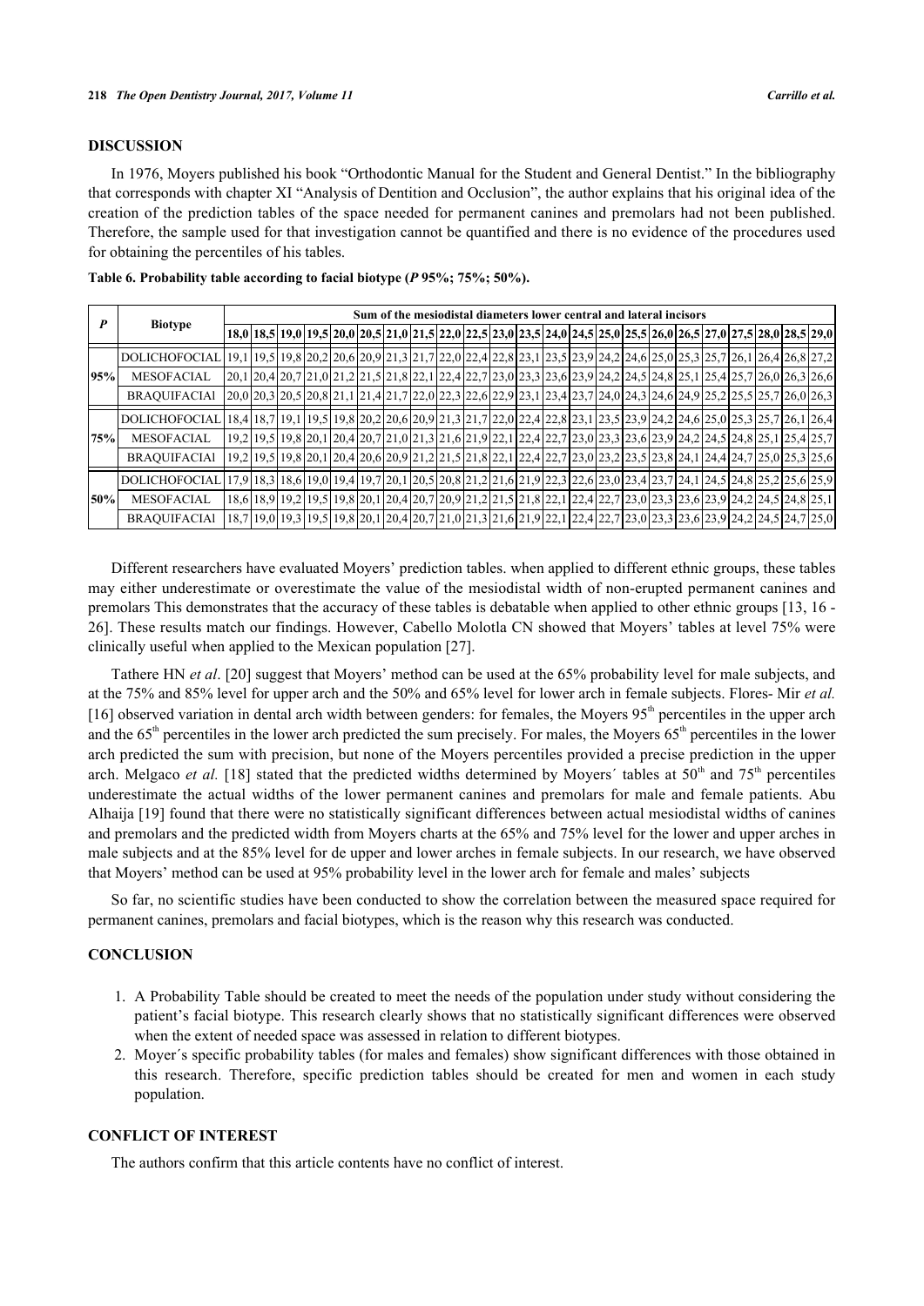## DISCUSSION

In 1976, Moyers published his book "Orthodontic Manual for the Student and General Dentist." In the bibliography that corresponds with chapter XI "Analysis of Dentition and Occlusion", the author explains that his original idea of the creation of the prediction tables of the space needed for permanent canines and premolars had not been published. Therefore, the sample used for that investigation cannot be quantified and there is no evidence of the procedures used for obtaining the percentiles of his tables.

**Table 6. Probability table according to facial biotype (*P* 95%; 75%; 50%).**

| *P* | Biotype | Sum of the mesiodistal diameters lower central and lateral incisors | | | | | | | | | | | | | | | | | | | | | |
|---|---|---|---|---|---|---|---|---|---|---|---|---|---|---|---|---|---|---|---|---|---|---|---|
| | | 18,0 | 18,5 | 19,0 | 19,5 | 20,0 | 20,5 | 21,0 | 21,5 | 22,0 | 22,5 | 23,0 | 23,5 | 24,0 | 24,5 | 25,0 | 25,5 | 26,0 | 26,5 | 27,0 | 27,5 | 28,0 | 28,5 | 29,0 |
| 95% | DOLICHOFOCIAL | 19,1 | 19,5 | 19,8 | 20,2 | 20,6 | 20,9 | 21,3 | 21,7 | 22,0 | 22,4 | 22,8 | 23,1 | 23,5 | 23,9 | 24,2 | 24,6 | 25,0 | 25,3 | 25,7 | 26,1 | 26,4 | 26,8 | 27,2 |
| | MESOFACIAL | 20,1 | 20,4 | 20,7 | 21,0 | 21,2 | 21,5 | 21,8 | 22,1 | 22,4 | 22,7 | 23,0 | 23,3 | 23,6 | 23,9 | 24,2 | 24,5 | 24,8 | 25,1 | 25,4 | 25,7 | 26,0 | 26,3 | 26,6 |
| | BRAQUIFACIAl | 20,0 | 20,3 | 20,5 | 20,8 | 21,1 | 21,4 | 21,7 | 22,0 | 22,3 | 22,6 | 22,9 | 23,1 | 23,4 | 23,7 | 24,0 | 24,3 | 24,6 | 24,9 | 25,2 | 25,5 | 25,7 | 26,0 | 26,3 |
| 75% | DOLICHOFOCIAL | 18,4 | 18,7 | 19,1 | 19,5 | 19,8 | 20,2 | 20,6 | 20,9 | 21,3 | 21,7 | 22,0 | 22,4 | 22,8 | 23,1 | 23,5 | 23,9 | 24,2 | 24,6 | 25,0 | 25,3 | 25,7 | 26,1 | 26,4 |
| | MESOFACIAL | 19,2 | 19,5 | 19,8 | 20,1 | 20,4 | 20,7 | 21,0 | 21,3 | 21,6 | 21,9 | 22,1 | 22,4 | 22,7 | 23,0 | 23,3 | 23,6 | 23,9 | 24,2 | 24,5 | 24,8 | 25,1 | 25,4 | 25,7 |
| | BRAQUIFACIAl | 19,2 | 19,5 | 19,8 | 20,1 | 20,4 | 20,6 | 20,9 | 21,2 | 21,5 | 21,8 | 22,1 | 22,4 | 22,7 | 23,0 | 23,2 | 23,5 | 23,8 | 24,1 | 24,4 | 24,7 | 25,0 | 25,3 | 25,6 |
| 50% | DOLICHOFOCIAL | 17,9 | 18,3 | 18,6 | 19,0 | 19,4 | 19,7 | 20,1 | 20,5 | 20,8 | 21,2 | 21,6 | 21,9 | 22,3 | 22,6 | 23,0 | 23,4 | 23,7 | 24,1 | 24,5 | 24,8 | 25,2 | 25,6 | 25,9 |
| | MESOFACIAL | 18,6 | 18,9 | 19,2 | 19,5 | 19,8 | 20,1 | 20,4 | 20,7 | 20,9 | 21,2 | 21,5 | 21,8 | 22,1 | 22,4 | 22,7 | 23,0 | 23,3 | 23,6 | 23,9 | 24,2 | 24,5 | 24,8 | 25,1 |
| | BRAQUIFACIAl | 18,7 | 19,0 | 19,3 | 19,5 | 19,8 | 20,1 | 20,4 | 20,7 | 21,0 | 21,3 | 21,6 | 21,9 | 22,1 | 22,4 | 22,7 | 23,0 | 23,3 | 23,6 | 23,9 | 24,2 | 24,5 | 24,7 | 25,0 |

Different researchers have evaluated Moyers' prediction tables. when applied to different ethnic groups, these tables may either underestimate or overestimate the value of the mesiodistal width of non-erupted permanent canines and premolars This demonstrates that the accuracy of these tables is debatable when applied to other ethnic groups [13, 16 - 26]. These results match our findings. However, Cabello Molotla CN showed that Moyers' tables at level 75% were clinically useful when applied to the Mexican population [27].

Tathere HN *et al*. [20] suggest that Moyers' method can be used at the 65% probability level for male subjects, and at the 75% and 85% level for upper arch and the 50% and 65% level for lower arch in female subjects. Flores- Mir *et al.* [16] observed variation in dental arch width between genders: for females, the Moyers 95th percentiles in the upper arch and the 65th percentiles in the lower arch predicted the sum precisely. For males, the Moyers 65th percentiles in the lower arch predicted the sum with precision, but none of the Moyers percentiles provided a precise prediction in the upper arch. Melgaco *et al.* [18] stated that the predicted widths determined by Moyers´ tables at 50th and 75th percentiles underestimate the actual widths of the lower permanent canines and premolars for male and female patients. Abu Alhaija [19] found that there were no statistically significant differences between actual mesiodistal widths of canines and premolars and the predicted width from Moyers charts at the 65% and 75% level for the lower and upper arches in male subjects and at the 85% level for de upper and lower arches in female subjects. In our research, we have observed that Moyers' method can be used at 95% probability level in the lower arch for female and males' subjects

So far, no scientific studies have been conducted to show the correlation between the measured space required for permanent canines, premolars and facial biotypes, which is the reason why this research was conducted.

## CONCLUSION

1. A Probability Table should be created to meet the needs of the population under study without considering the patient's facial biotype. This research clearly shows that no statistically significant differences were observed when the extent of needed space was assessed in relation to different biotypes.
2. Moyer´s specific probability tables (for males and females) show significant differences with those obtained in this research. Therefore, specific prediction tables should be created for men and women in each study population.

## CONFLICT OF INTEREST

The authors confirm that this article contents have no conflict of interest.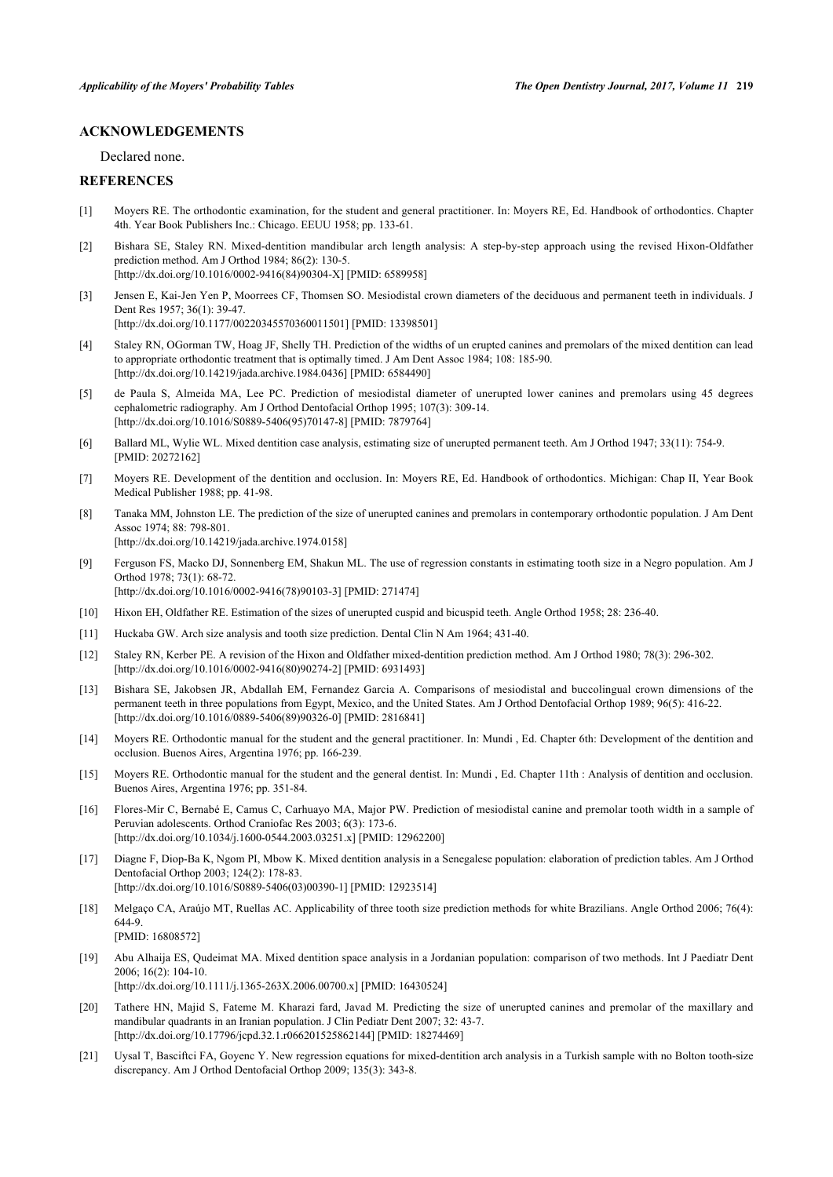## ACKNOWLEDGEMENTS

Declared none.

## REFERENCES

[1] Moyers RE. The orthodontic examination, for the student and general practitioner. In: Moyers RE, Ed. Handbook of orthodontics. Chapter 4th. Year Book Publishers Inc.: Chicago. EEUU 1958; pp. 133-61.

[2] Bishara SE, Staley RN. Mixed-dentition mandibular arch length analysis: A step-by-step approach using the revised Hixon-Oldfather prediction method. Am J Orthod 1984; 86(2): 130-5. [http://dx.doi.org/10.1016/0002-9416(84)90304-X] [PMID: 6589958]

[3] Jensen E, Kai-Jen Yen P, Moorrees CF, Thomsen SO. Mesiodistal crown diameters of the deciduous and permanent teeth in individuals. J Dent Res 1957; 36(1): 39-47. [http://dx.doi.org/10.1177/00220345570360011501] [PMID: 13398501]

[4] Staley RN, OGorman TW, Hoag JF, Shelly TH. Prediction of the widths of un erupted canines and premolars of the mixed dentition can lead to appropriate orthodontic treatment that is optimally timed. J Am Dent Assoc 1984; 108: 185-90. [http://dx.doi.org/10.14219/jada.archive.1984.0436] [PMID: 6584490]

[5] de Paula S, Almeida MA, Lee PC. Prediction of mesiodistal diameter of unerupted lower canines and premolars using 45 degrees cephalometric radiography. Am J Orthod Dentofacial Orthop 1995; 107(3): 309-14. [http://dx.doi.org/10.1016/S0889-5406(95)70147-8] [PMID: 7879764]

[6] Ballard ML, Wylie WL. Mixed dentition case analysis, estimating size of unerupted permanent teeth. Am J Orthod 1947; 33(11): 754-9. [PMID: 20272162]

[7] Moyers RE. Development of the dentition and occlusion. In: Moyers RE, Ed. Handbook of orthodontics. Michigan: Chap II, Year Book Medical Publisher 1988; pp. 41-98.

[8] Tanaka MM, Johnston LE. The prediction of the size of unerupted canines and premolars in contemporary orthodontic population. J Am Dent Assoc 1974; 88: 798-801. [http://dx.doi.org/10.14219/jada.archive.1974.0158]

[9] Ferguson FS, Macko DJ, Sonnenberg EM, Shakun ML. The use of regression constants in estimating tooth size in a Negro population. Am J Orthod 1978; 73(1): 68-72. [http://dx.doi.org/10.1016/0002-9416(78)90103-3] [PMID: 271474]

[10] Hixon EH, Oldfather RE. Estimation of the sizes of unerupted cuspid and bicuspid teeth. Angle Orthod 1958; 28: 236-40.

[11] Huckaba GW. Arch size analysis and tooth size prediction. Dental Clin N Am 1964; 431-40.

[12] Staley RN, Kerber PE. A revision of the Hixon and Oldfather mixed-dentition prediction method. Am J Orthod 1980; 78(3): 296-302. [http://dx.doi.org/10.1016/0002-9416(80)90274-2] [PMID: 6931493]

[13] Bishara SE, Jakobsen JR, Abdallah EM, Fernandez Garcia A. Comparisons of mesiodistal and buccolingual crown dimensions of the permanent teeth in three populations from Egypt, Mexico, and the United States. Am J Orthod Dentofacial Orthop 1989; 96(5): 416-22. [http://dx.doi.org/10.1016/0889-5406(89)90326-0] [PMID: 2816841]

[14] Moyers RE. Orthodontic manual for the student and the general practitioner. In: Mundi , Ed. Chapter 6th: Development of the dentition and occlusion. Buenos Aires, Argentina 1976; pp. 166-239.

[15] Moyers RE. Orthodontic manual for the student and the general dentist. In: Mundi , Ed. Chapter 11th : Analysis of dentition and occlusion. Buenos Aires, Argentina 1976; pp. 351-84.

[16] Flores-Mir C, Bernabé E, Camus C, Carhuayo MA, Major PW. Prediction of mesiodistal canine and premolar tooth width in a sample of Peruvian adolescents. Orthod Craniofac Res 2003; 6(3): 173-6. [http://dx.doi.org/10.1034/j.1600-0544.2003.03251.x] [PMID: 12962200]

[17] Diagne F, Diop-Ba K, Ngom PI, Mbow K. Mixed dentition analysis in a Senegalese population: elaboration of prediction tables. Am J Orthod Dentofacial Orthop 2003; 124(2): 178-83. [http://dx.doi.org/10.1016/S0889-5406(03)00390-1] [PMID: 12923514]

[18] Melgaço CA, Araújo MT, Ruellas AC. Applicability of three tooth size prediction methods for white Brazilians. Angle Orthod 2006; 76(4): 644-9. [PMID: 16808572]

[19] Abu Alhaija ES, Qudeimat MA. Mixed dentition space analysis in a Jordanian population: comparison of two methods. Int J Paediatr Dent 2006; 16(2): 104-10. [http://dx.doi.org/10.1111/j.1365-263X.2006.00700.x] [PMID: 16430524]

[20] Tathere HN, Majid S, Fateme M. Kharazi fard, Javad M. Predicting the size of unerupted canines and premolar of the maxillary and mandibular quadrants in an Iranian population. J Clin Pediatr Dent 2007; 32: 43-7. [http://dx.doi.org/10.17796/jcpd.32.1.r066201525862144] [PMID: 18274469]

[21] Uysal T, Basciftci FA, Goyenc Y. New regression equations for mixed-dentition arch analysis in a Turkish sample with no Bolton tooth-size discrepancy. Am J Orthod Dentofacial Orthop 2009; 135(3): 343-8.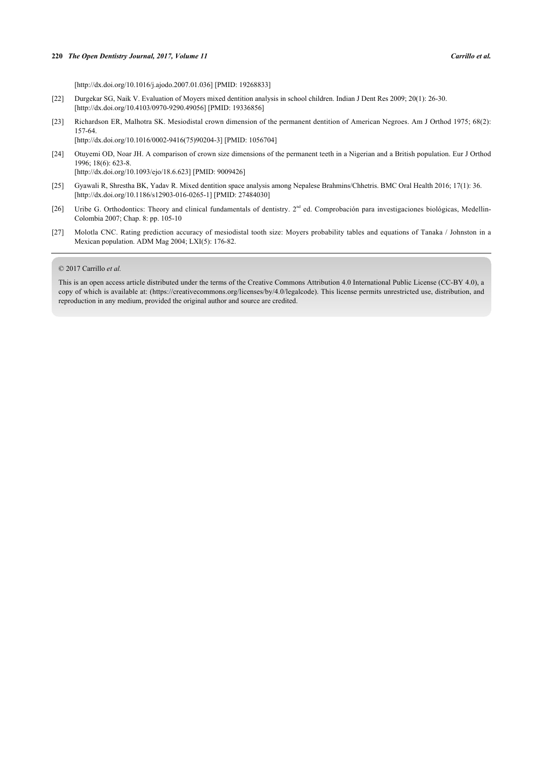[http://dx.doi.org/10.1016/j.ajodo.2007.01.036] [PMID: 19268833]

[22] Durgekar SG, Naik V. Evaluation of Moyers mixed dentition analysis in school children. Indian J Dent Res 2009; 20(1): 26-30. [http://dx.doi.org/10.4103/0970-9290.49056] [PMID: 19336856]

[23] Richardson ER, Malhotra SK. Mesiodistal crown dimension of the permanent dentition of American Negroes. Am J Orthod 1975; 68(2): 157-64. [http://dx.doi.org/10.1016/0002-9416(75)90204-3] [PMID: 1056704]

[24] Otuyemi OD, Noar JH. A comparison of crown size dimensions of the permanent teeth in a Nigerian and a British population. Eur J Orthod 1996; 18(6): 623-8. [http://dx.doi.org/10.1093/ejo/18.6.623] [PMID: 9009426]

[25] Gyawali R, Shrestha BK, Yadav R. Mixed dentition space analysis among Nepalese Brahmins/Chhetris. BMC Oral Health 2016; 17(1): 36. [http://dx.doi.org/10.1186/s12903-016-0265-1] [PMID: 27484030]

[26] Uribe G. Orthodontics: Theory and clinical fundamentals of dentistry. 2nd ed. Comprobación para investigaciones biológicas, Medellin-Colombia 2007; Chap. 8: pp. 105-10

[27] Molotla CNC. Rating prediction accuracy of mesiodistal tooth size: Moyers probability tables and equations of Tanaka / Johnston in a Mexican population. ADM Mag 2004; LXI(5): 176-82.

---

© 2017 Carrillo *et al.*

This is an open access article distributed under the terms of the Creative Commons Attribution 4.0 International Public License (CC-BY 4.0), a copy of which is available at: (https://creativecommons.org/licenses/by/4.0/legalcode). This license permits unrestricted use, distribution, and reproduction in any medium, provided the original author and source are credited.